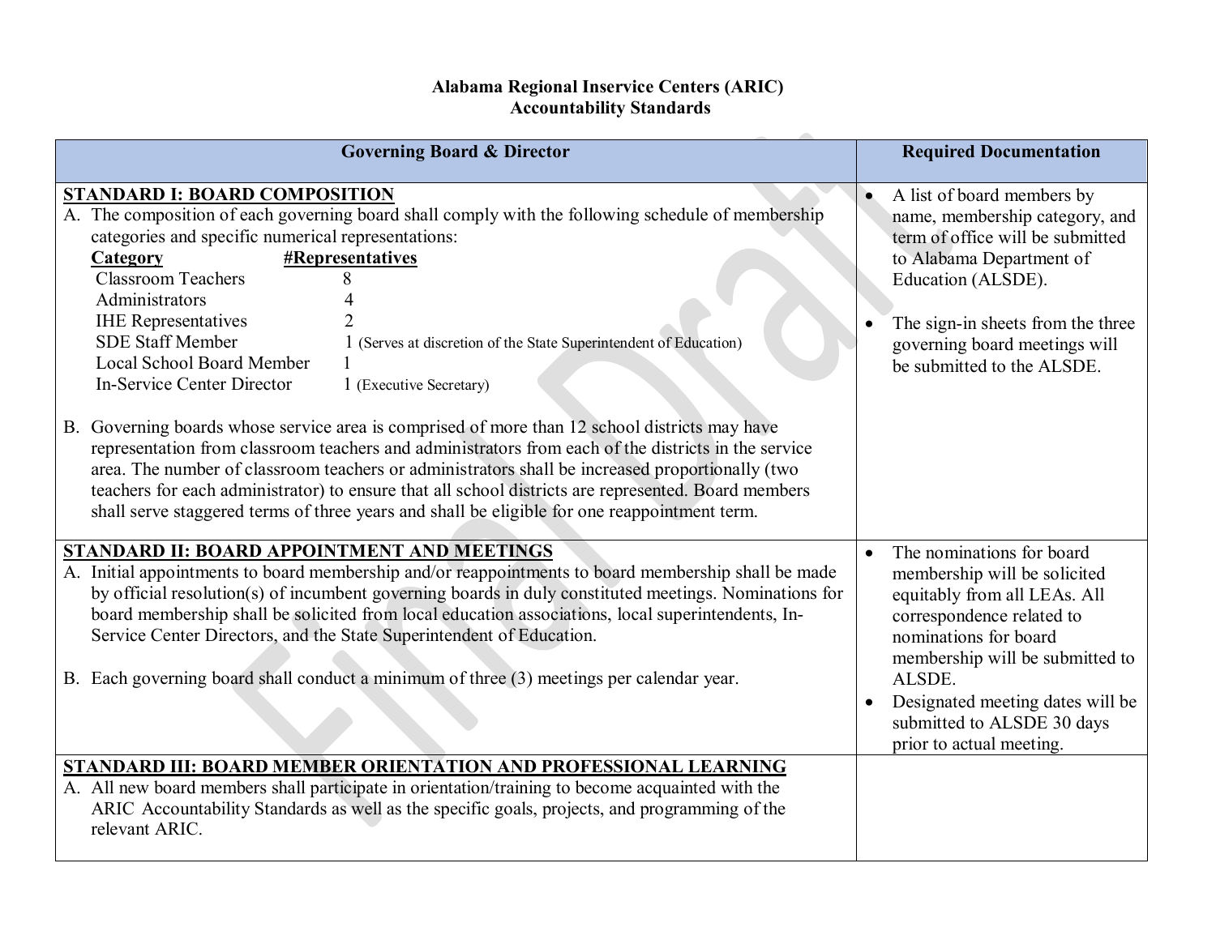# Alabama Regional Inservice Centers (ARIC)
## Accountability Standards

| Governing Board & Director | Required Documentation |
| --- | --- |
| **STANDARD I: BOARD COMPOSITION**<br>A. The composition of each governing board shall comply with the following schedule of membership categories and specific numerical representations:<br>**Category** — **#Representatives**<br>Classroom Teachers — 8<br>Administrators — 4<br>IHE Representatives — 2<br>SDE Staff Member — 1 (Serves at discretion of the State Superintendent of Education)<br>Local School Board Member — 1<br>In-Service Center Director — 1 (Executive Secretary)<br><br>B. Governing boards whose service area is comprised of more than 12 school districts may have representation from classroom teachers and administrators from each of the districts in the service area. The number of classroom teachers or administrators shall be increased proportionally (two teachers for each administrator) to ensure that all school districts are represented. Board members shall serve staggered terms of three years and shall be eligible for one reappointment term. | • A list of board members by name, membership category, and term of office will be submitted to Alabama Department of Education (ALSDE).<br><br>• The sign-in sheets from the three governing board meetings will be submitted to the ALSDE. |
| **STANDARD II: BOARD APPOINTMENT AND MEETINGS**<br>A. Initial appointments to board membership and/or reappointments to board membership shall be made by official resolution(s) of incumbent governing boards in duly constituted meetings. Nominations for board membership shall be solicited from local education associations, local superintendents, In-Service Center Directors, and the State Superintendent of Education.<br><br>B. Each governing board shall conduct a minimum of three (3) meetings per calendar year. | • The nominations for board membership will be solicited equitably from all LEAs. All correspondence related to nominations for board membership will be submitted to ALSDE.<br>• Designated meeting dates will be submitted to ALSDE 30 days prior to actual meeting. |
| **STANDARD III: BOARD MEMBER ORIENTATION AND PROFESSIONAL LEARNING**<br>A. All new board members shall participate in orientation/training to become acquainted with the ARIC Accountability Standards as well as the specific goals, projects, and programming of the relevant ARIC. | |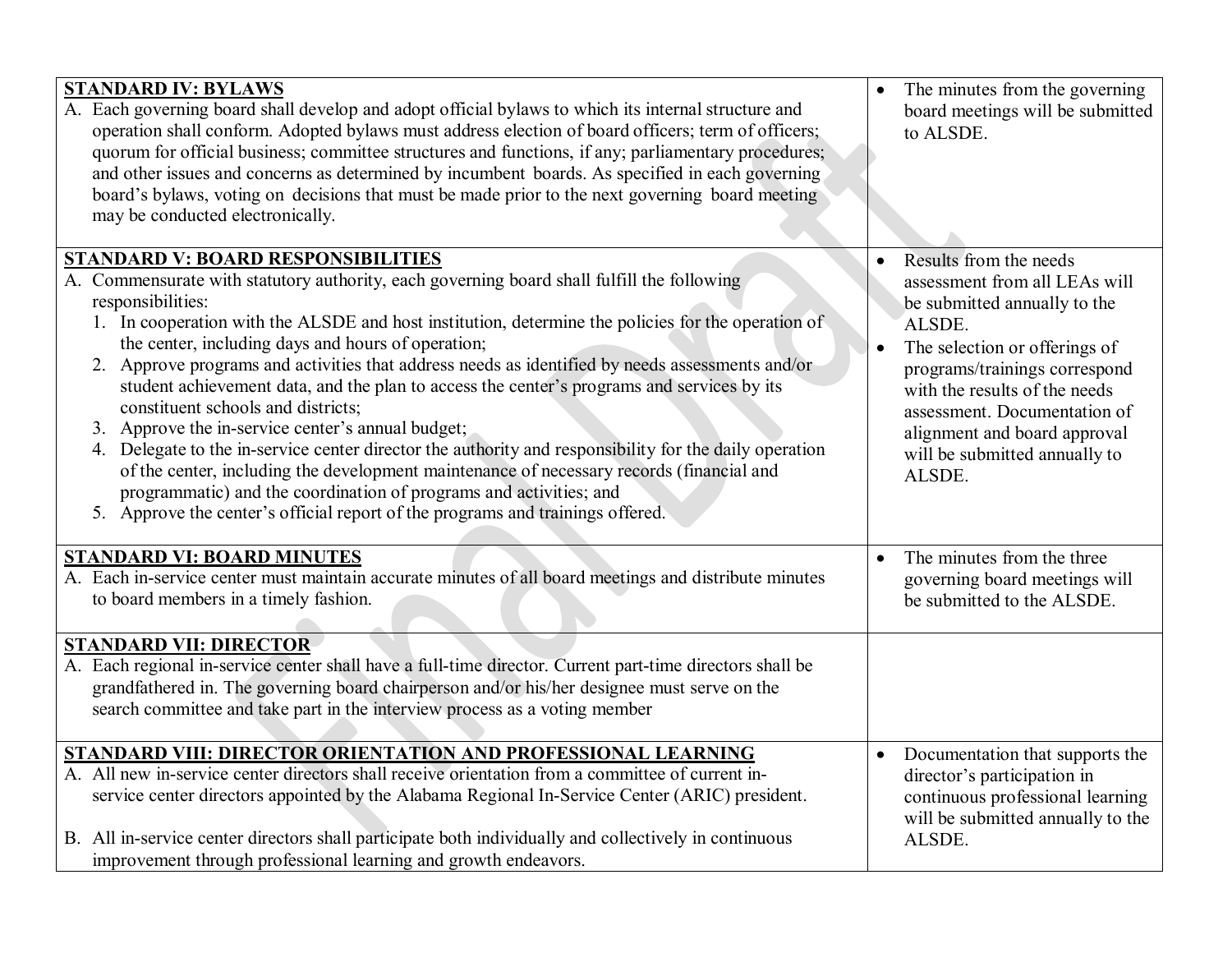| | |
|---|---|
| **STANDARD IV: BYLAWS**<br>A. Each governing board shall develop and adopt official bylaws to which its internal structure and operation shall conform. Adopted bylaws must address election of board officers; term of officers; quorum for official business; committee structures and functions, if any; parliamentary procedures; and other issues and concerns as determined by incumbent boards. As specified in each governing board's bylaws, voting on decisions that must be made prior to the next governing board meeting may be conducted electronically. | • The minutes from the governing board meetings will be submitted to ALSDE. |
| **STANDARD V: BOARD RESPONSIBILITIES**<br>A. Commensurate with statutory authority, each governing board shall fulfill the following responsibilities:<br>1. In cooperation with the ALSDE and host institution, determine the policies for the operation of the center, including days and hours of operation;<br>2. Approve programs and activities that address needs as identified by needs assessments and/or student achievement data, and the plan to access the center's programs and services by its constituent schools and districts;<br>3. Approve the in-service center's annual budget;<br>4. Delegate to the in-service center director the authority and responsibility for the daily operation of the center, including the development maintenance of necessary records (financial and programmatic) and the coordination of programs and activities; and<br>5. Approve the center's official report of the programs and trainings offered. | • Results from the needs assessment from all LEAs will be submitted annually to the ALSDE.<br>• The selection or offerings of programs/trainings correspond with the results of the needs assessment. Documentation of alignment and board approval will be submitted annually to ALSDE. |
| **STANDARD VI: BOARD MINUTES**<br>A. Each in-service center must maintain accurate minutes of all board meetings and distribute minutes to board members in a timely fashion. | • The minutes from the three governing board meetings will be submitted to the ALSDE. |
| **STANDARD VII: DIRECTOR**<br>A. Each regional in-service center shall have a full-time director. Current part-time directors shall be grandfathered in. The governing board chairperson and/or his/her designee must serve on the search committee and take part in the interview process as a voting member | |
| **STANDARD VIII: DIRECTOR ORIENTATION AND PROFESSIONAL LEARNING**<br>A. All new in-service center directors shall receive orientation from a committee of current in-service center directors appointed by the Alabama Regional In-Service Center (ARIC) president.<br><br>B. All in-service center directors shall participate both individually and collectively in continuous improvement through professional learning and growth endeavors. | • Documentation that supports the director's participation in continuous professional learning will be submitted annually to the ALSDE. |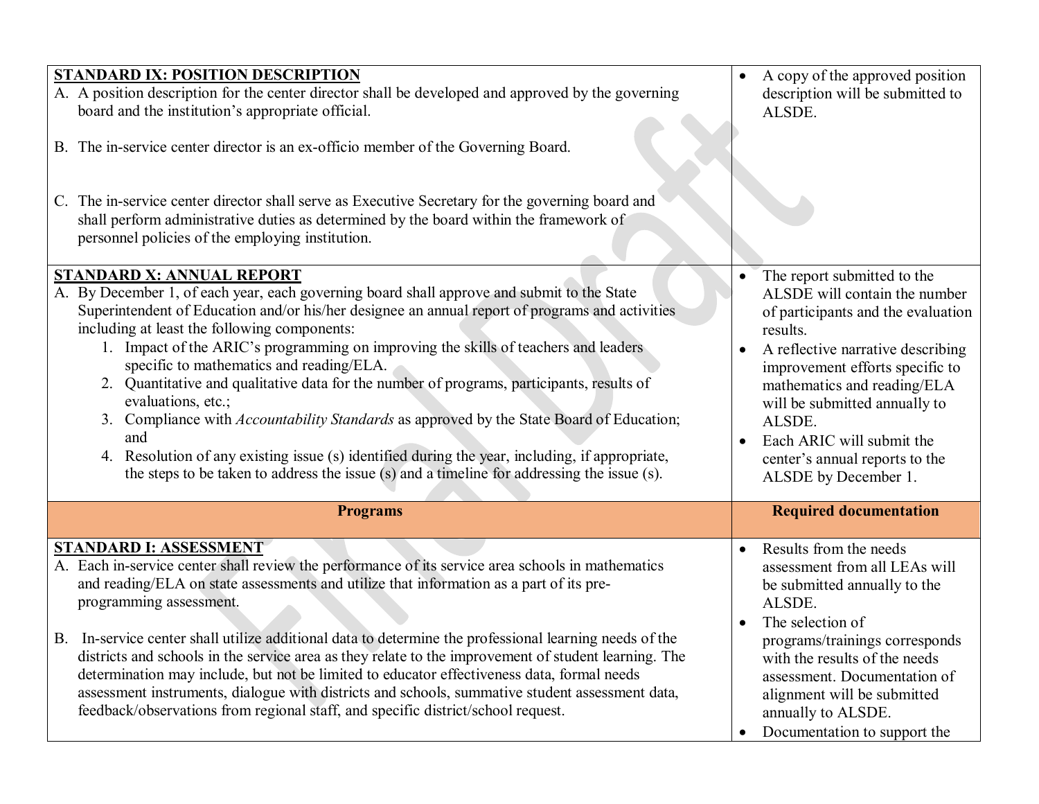| | |
|---|---|
| **STANDARD IX: POSITION DESCRIPTION**<br>A. A position description for the center director shall be developed and approved by the governing board and the institution's appropriate official.<br><br>B. The in-service center director is an ex-officio member of the Governing Board.<br><br>C. The in-service center director shall serve as Executive Secretary for the governing board and shall perform administrative duties as determined by the board within the framework of personnel policies of the employing institution. | • A copy of the approved position description will be submitted to ALSDE. |
| **STANDARD X: ANNUAL REPORT**<br>A. By December 1, of each year, each governing board shall approve and submit to the State Superintendent of Education and/or his/her designee an annual report of programs and activities including at least the following components:<br>1. Impact of the ARIC's programming on improving the skills of teachers and leaders specific to mathematics and reading/ELA.<br>2. Quantitative and qualitative data for the number of programs, participants, results of evaluations, etc.;<br>3. Compliance with *Accountability Standards* as approved by the State Board of Education; and<br>4. Resolution of any existing issue (s) identified during the year, including, if appropriate, the steps to be taken to address the issue (s) and a timeline for addressing the issue (s). | • The report submitted to the ALSDE will contain the number of participants and the evaluation results.<br>• A reflective narrative describing improvement efforts specific to mathematics and reading/ELA will be submitted annually to ALSDE.<br>• Each ARIC will submit the center's annual reports to the ALSDE by December 1. |
| **Programs** | **Required documentation** |
| **STANDARD I: ASSESSMENT**<br>A. Each in-service center shall review the performance of its service area schools in mathematics and reading/ELA on state assessments and utilize that information as a part of its pre-programming assessment.<br><br>B. In-service center shall utilize additional data to determine the professional learning needs of the districts and schools in the service area as they relate to the improvement of student learning. The determination may include, but not be limited to educator effectiveness data, formal needs assessment instruments, dialogue with districts and schools, summative student assessment data, feedback/observations from regional staff, and specific district/school request. | • Results from the needs assessment from all LEAs will be submitted annually to the ALSDE.<br>• The selection of programs/trainings corresponds with the results of the needs assessment. Documentation of alignment will be submitted annually to ALSDE.<br>• Documentation to support the |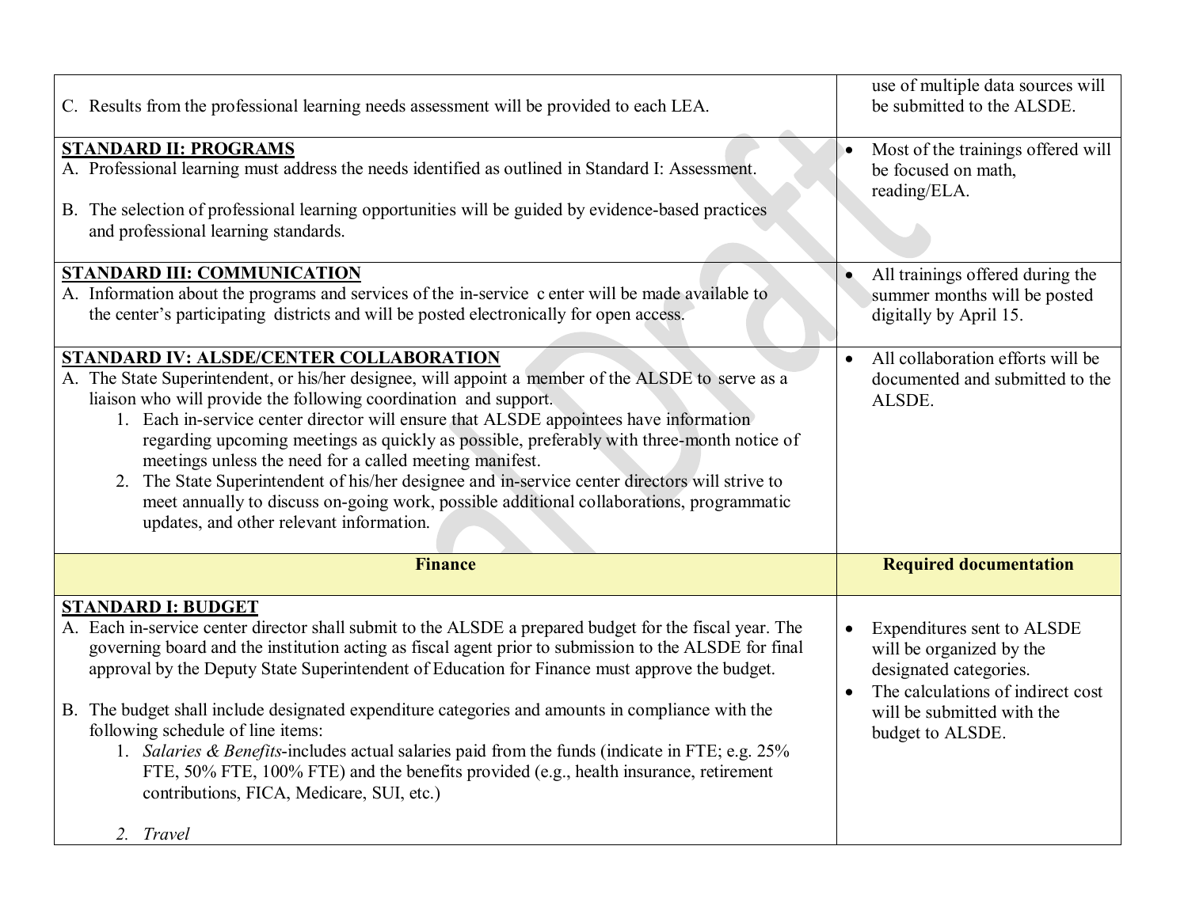| | |
|---|---|
| C. Results from the professional learning needs assessment will be provided to each LEA. | use of multiple data sources will be submitted to the ALSDE. |
| **STANDARD II: PROGRAMS**<br>A. Professional learning must address the needs identified as outlined in Standard I: Assessment.<br><br>B. The selection of professional learning opportunities will be guided by evidence-based practices and professional learning standards. | • Most of the trainings offered will be focused on math, reading/ELA. |
| **STANDARD III: COMMUNICATION**<br>A. Information about the programs and services of the in-service c enter will be made available to the center's participating districts and will be posted electronically for open access. | • All trainings offered during the summer months will be posted digitally by April 15. |
| **STANDARD IV: ALSDE/CENTER COLLABORATION**<br>A. The State Superintendent, or his/her designee, will appoint a member of the ALSDE to serve as a liaison who will provide the following coordination and support.<br>1. Each in-service center director will ensure that ALSDE appointees have information regarding upcoming meetings as quickly as possible, preferably with three-month notice of meetings unless the need for a called meeting manifest.<br>2. The State Superintendent of his/her designee and in-service center directors will strive to meet annually to discuss on-going work, possible additional collaborations, programmatic updates, and other relevant information. | • All collaboration efforts will be documented and submitted to the ALSDE. |
| **Finance** | **Required documentation** |
| **STANDARD I: BUDGET**<br>A. Each in-service center director shall submit to the ALSDE a prepared budget for the fiscal year. The governing board and the institution acting as fiscal agent prior to submission to the ALSDE for final approval by the Deputy State Superintendent of Education for Finance must approve the budget.<br><br>B. The budget shall include designated expenditure categories and amounts in compliance with the following schedule of line items:<br>1. *Salaries & Benefits*-includes actual salaries paid from the funds (indicate in FTE; e.g. 25% FTE, 50% FTE, 100% FTE) and the benefits provided (e.g., health insurance, retirement contributions, FICA, Medicare, SUI, etc.)<br><br>2. *Travel* | • Expenditures sent to ALSDE will be organized by the designated categories.<br>• The calculations of indirect cost will be submitted with the budget to ALSDE. |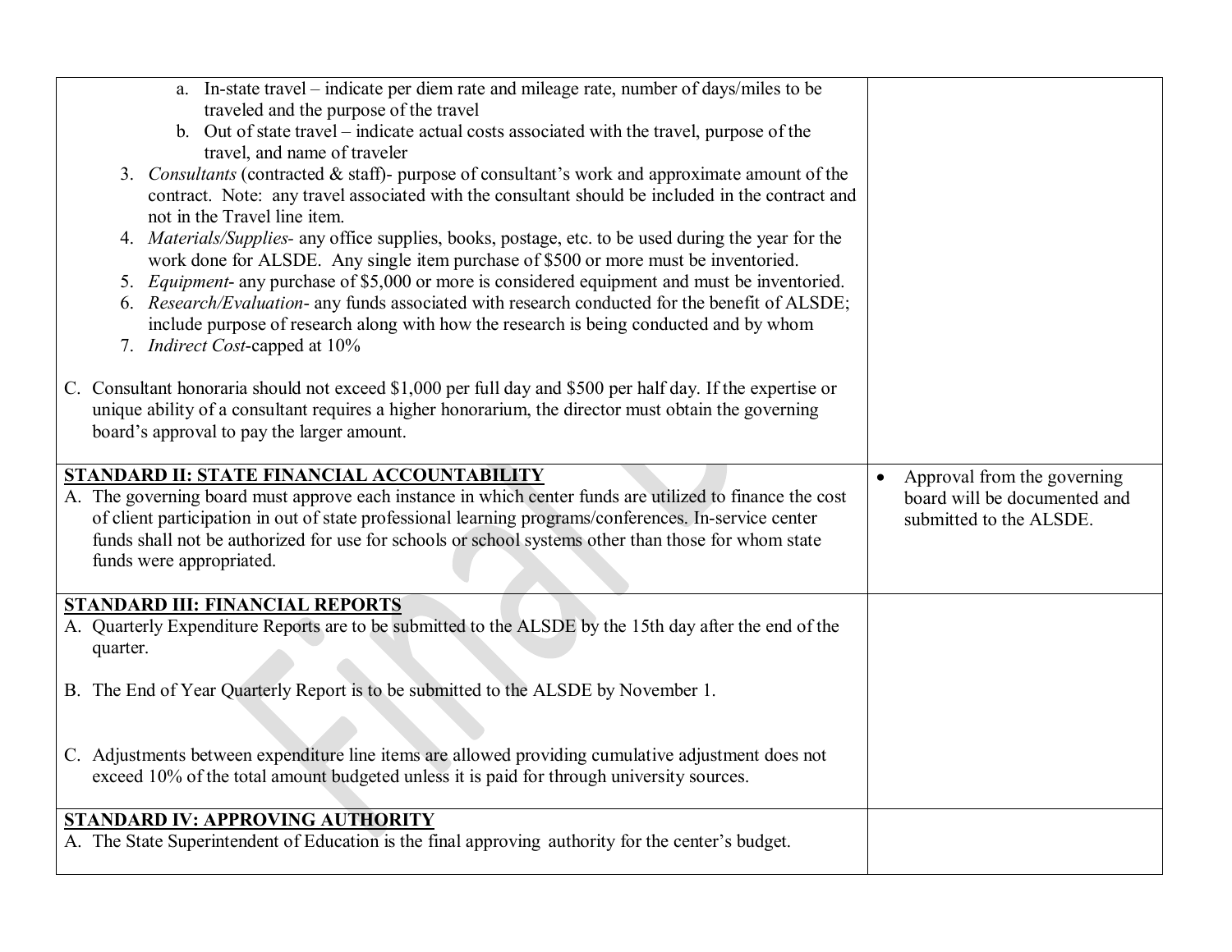| | |
|---|---|
| a. In-state travel – indicate per diem rate and mileage rate, number of days/miles to be traveled and the purpose of the travel<br>b. Out of state travel – indicate actual costs associated with the travel, purpose of the travel, and name of traveler<br>3. *Consultants* (contracted & staff)- purpose of consultant's work and approximate amount of the contract. Note: any travel associated with the consultant should be included in the contract and not in the Travel line item.<br>4. *Materials/Supplies*- any office supplies, books, postage, etc. to be used during the year for the work done for ALSDE. Any single item purchase of $500 or more must be inventoried.<br>5. *Equipment*- any purchase of $5,000 or more is considered equipment and must be inventoried.<br>6. *Research/Evaluation*- any funds associated with research conducted for the benefit of ALSDE; include purpose of research along with how the research is being conducted and by whom<br>7. *Indirect Cost*-capped at 10%<br><br>C. Consultant honoraria should not exceed $1,000 per full day and $500 per half day. If the expertise or unique ability of a consultant requires a higher honorarium, the director must obtain the governing board's approval to pay the larger amount. | |
| **STANDARD II: STATE FINANCIAL ACCOUNTABILITY**<br>A. The governing board must approve each instance in which center funds are utilized to finance the cost of client participation in out of state professional learning programs/conferences. In-service center funds shall not be authorized for use for schools or school systems other than those for whom state funds were appropriated. | • Approval from the governing board will be documented and submitted to the ALSDE. |
| **STANDARD III: FINANCIAL REPORTS**<br>A. Quarterly Expenditure Reports are to be submitted to the ALSDE by the 15th day after the end of the quarter.<br><br>B. The End of Year Quarterly Report is to be submitted to the ALSDE by November 1.<br><br>C. Adjustments between expenditure line items are allowed providing cumulative adjustment does not exceed 10% of the total amount budgeted unless it is paid for through university sources. | |
| **STANDARD IV: APPROVING AUTHORITY**<br>A. The State Superintendent of Education is the final approving authority for the center's budget. | |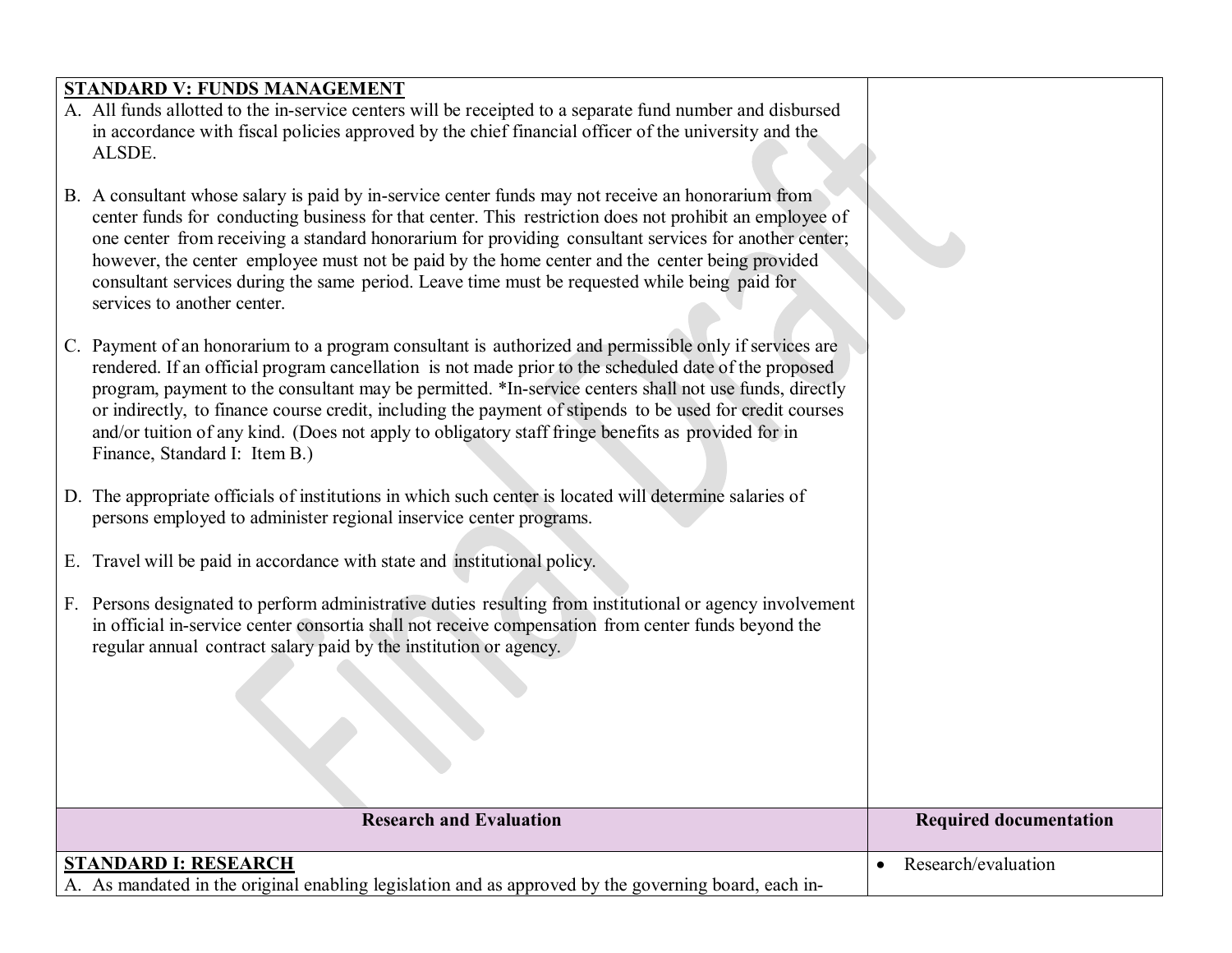| STANDARD V: FUNDS MANAGEMENT | |
|---|---|
| A. All funds allotted to the in-service centers will be receipted to a separate fund number and disbursed in accordance with fiscal policies approved by the chief financial officer of the university and the ALSDE.<br><br>B. A consultant whose salary is paid by in-service center funds may not receive an honorarium from center funds for conducting business for that center. This restriction does not prohibit an employee of one center from receiving a standard honorarium for providing consultant services for another center; however, the center employee must not be paid by the home center and the center being provided consultant services during the same period. Leave time must be requested while being paid for services to another center.<br><br>C. Payment of an honorarium to a program consultant is authorized and permissible only if services are rendered. If an official program cancellation is not made prior to the scheduled date of the proposed program, payment to the consultant may be permitted. *In-service centers shall not use funds, directly or indirectly, to finance course credit, including the payment of stipends to be used for credit courses and/or tuition of any kind. (Does not apply to obligatory staff fringe benefits as provided for in Finance, Standard I: Item B.)<br><br>D. The appropriate officials of institutions in which such center is located will determine salaries of persons employed to administer regional inservice center programs.<br><br>E. Travel will be paid in accordance with state and institutional policy.<br><br>F. Persons designated to perform administrative duties resulting from institutional or agency involvement in official in-service center consortia shall not receive compensation from center funds beyond the regular annual contract salary paid by the institution or agency. | |
| **Research and Evaluation** | **Required documentation** |
| **STANDARD I: RESEARCH**<br>A. As mandated in the original enabling legislation and as approved by the governing board, each in- | • Research/evaluation |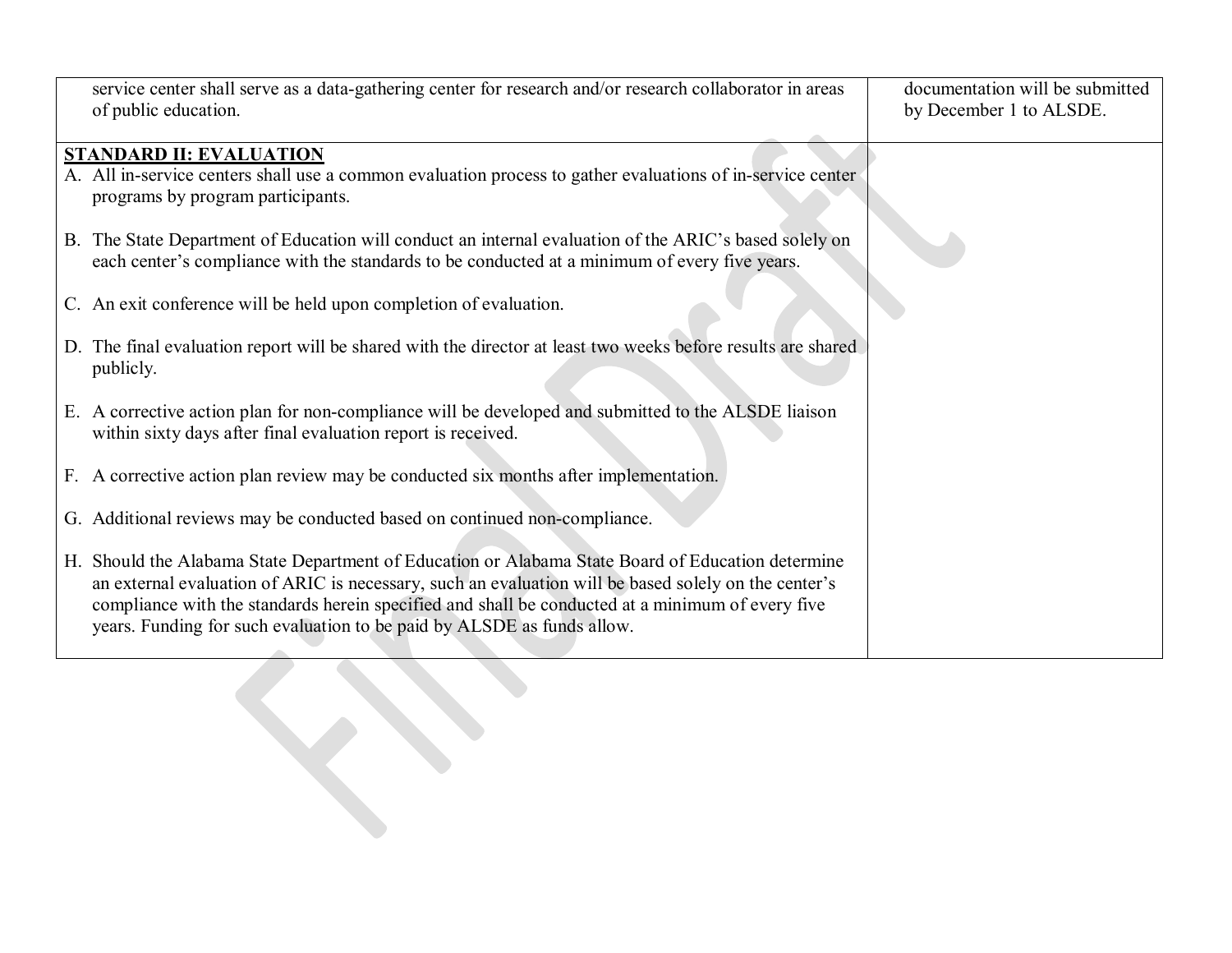| | |
|---|---|
| service center shall serve as a data-gathering center for research and/or research collaborator in areas of public education. | documentation will be submitted by December 1 to ALSDE. |
| **STANDARD II: EVALUATION**<br>A. All in-service centers shall use a common evaluation process to gather evaluations of in-service center programs by program participants.<br><br>B. The State Department of Education will conduct an internal evaluation of the ARIC's based solely on each center's compliance with the standards to be conducted at a minimum of every five years.<br><br>C. An exit conference will be held upon completion of evaluation.<br><br>D. The final evaluation report will be shared with the director at least two weeks before results are shared publicly.<br><br>E. A corrective action plan for non-compliance will be developed and submitted to the ALSDE liaison within sixty days after final evaluation report is received.<br><br>F. A corrective action plan review may be conducted six months after implementation.<br><br>G. Additional reviews may be conducted based on continued non-compliance.<br><br>H. Should the Alabama State Department of Education or Alabama State Board of Education determine an external evaluation of ARIC is necessary, such an evaluation will be based solely on the center's compliance with the standards herein specified and shall be conducted at a minimum of every five years. Funding for such evaluation to be paid by ALSDE as funds allow. | |